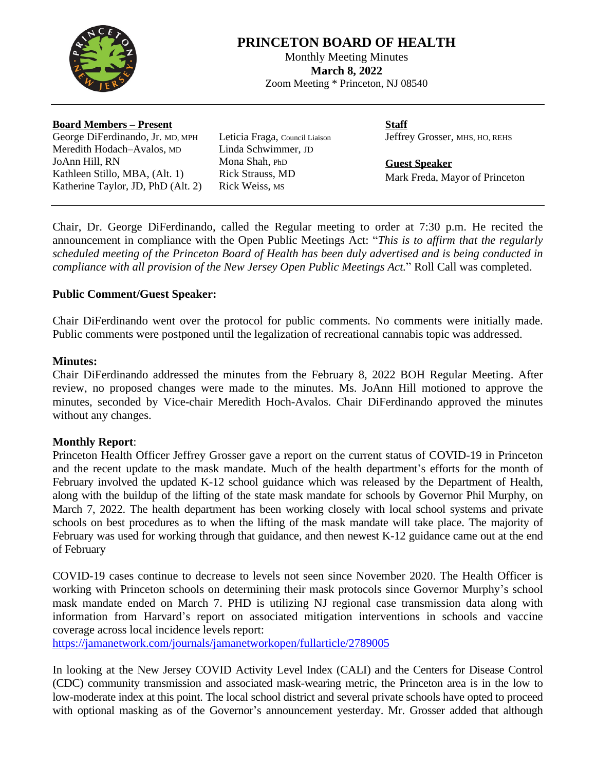# PRINCETON BOARD OF HEALTH

Monthly Meeting Minutes
**March 8, 2022**
Zoom Meeting * Princeton, NJ 08540

**Board Members – Present**

George DiFerdinando, Jr. MD, MPH
Meredith Hodach–Avalos, MD
JoAnn Hill, RN
Kathleen Stillo, MBA, (Alt. 1)
Katherine Taylor, JD, PhD (Alt. 2)
Leticia Fraga, Council Liaison
Linda Schwimmer, JD
Mona Shah, PhD
Rick Strauss, MD
Rick Weiss, MS

**Staff**

Jeffrey Grosser, MHS, HO, REHS

**Guest Speaker**

Mark Freda, Mayor of Princeton

Chair, Dr. George DiFerdinando, called the Regular meeting to order at 7:30 p.m. He recited the announcement in compliance with the Open Public Meetings Act: "*This is to affirm that the regularly scheduled meeting of the Princeton Board of Health has been duly advertised and is being conducted in compliance with all provision of the New Jersey Open Public Meetings Act.*" Roll Call was completed.

## Public Comment/Guest Speaker:

Chair DiFerdinando went over the protocol for public comments. No comments were initially made. Public comments were postponed until the legalization of recreational cannabis topic was addressed.

## Minutes:

Chair DiFerdinando addressed the minutes from the February 8, 2022 BOH Regular Meeting. After review, no proposed changes were made to the minutes. Ms. JoAnn Hill motioned to approve the minutes, seconded by Vice-chair Meredith Hoch-Avalos. Chair DiFerdinando approved the minutes without any changes.

## Monthly Report:

Princeton Health Officer Jeffrey Grosser gave a report on the current status of COVID-19 in Princeton and the recent update to the mask mandate. Much of the health department's efforts for the month of February involved the updated K-12 school guidance which was released by the Department of Health, along with the buildup of the lifting of the state mask mandate for schools by Governor Phil Murphy, on March 7, 2022. The health department has been working closely with local school systems and private schools on best procedures as to when the lifting of the mask mandate will take place. The majority of February was used for working through that guidance, and then newest K-12 guidance came out at the end of February

COVID-19 cases continue to decrease to levels not seen since November 2020. The Health Officer is working with Princeton schools on determining their mask protocols since Governor Murphy's school mask mandate ended on March 7. PHD is utilizing NJ regional case transmission data along with information from Harvard's report on associated mitigation interventions in schools and vaccine coverage across local incidence levels report:
https://jamanetwork.com/journals/jamanetworkopen/fullarticle/2789005

In looking at the New Jersey COVID Activity Level Index (CALI) and the Centers for Disease Control (CDC) community transmission and associated mask-wearing metric, the Princeton area is in the low to low-moderate index at this point. The local school district and several private schools have opted to proceed with optional masking as of the Governor's announcement yesterday. Mr. Grosser added that although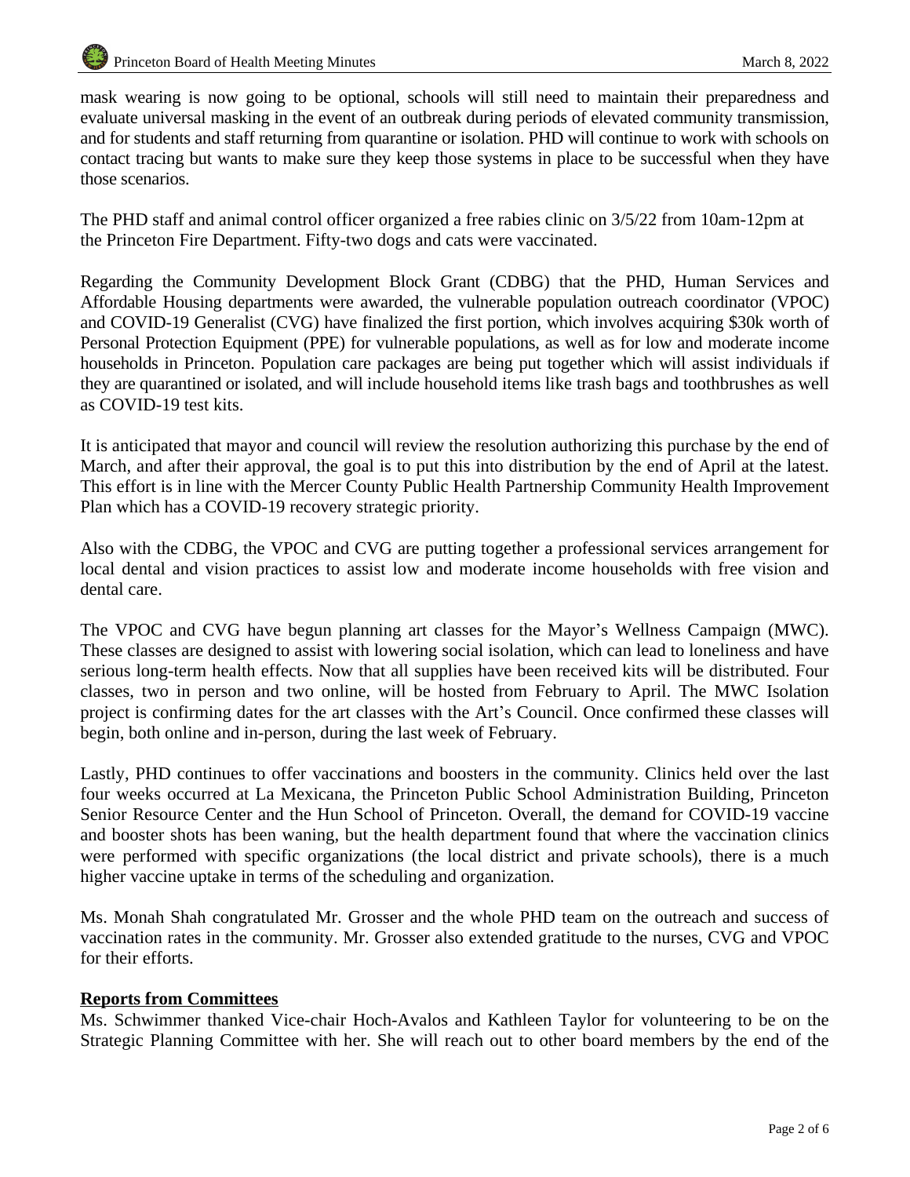mask wearing is now going to be optional, schools will still need to maintain their preparedness and evaluate universal masking in the event of an outbreak during periods of elevated community transmission, and for students and staff returning from quarantine or isolation. PHD will continue to work with schools on contact tracing but wants to make sure they keep those systems in place to be successful when they have those scenarios.

The PHD staff and animal control officer organized a free rabies clinic on 3/5/22 from 10am-12pm at the Princeton Fire Department. Fifty-two dogs and cats were vaccinated.

Regarding the Community Development Block Grant (CDBG) that the PHD, Human Services and Affordable Housing departments were awarded, the vulnerable population outreach coordinator (VPOC) and COVID-19 Generalist (CVG) have finalized the first portion, which involves acquiring $30k worth of Personal Protection Equipment (PPE) for vulnerable populations, as well as for low and moderate income households in Princeton. Population care packages are being put together which will assist individuals if they are quarantined or isolated, and will include household items like trash bags and toothbrushes as well as COVID-19 test kits.

It is anticipated that mayor and council will review the resolution authorizing this purchase by the end of March, and after their approval, the goal is to put this into distribution by the end of April at the latest. This effort is in line with the Mercer County Public Health Partnership Community Health Improvement Plan which has a COVID-19 recovery strategic priority.

Also with the CDBG, the VPOC and CVG are putting together a professional services arrangement for local dental and vision practices to assist low and moderate income households with free vision and dental care.

The VPOC and CVG have begun planning art classes for the Mayor's Wellness Campaign (MWC). These classes are designed to assist with lowering social isolation, which can lead to loneliness and have serious long-term health effects. Now that all supplies have been received kits will be distributed. Four classes, two in person and two online, will be hosted from February to April. The MWC Isolation project is confirming dates for the art classes with the Art's Council. Once confirmed these classes will begin, both online and in-person, during the last week of February.

Lastly, PHD continues to offer vaccinations and boosters in the community. Clinics held over the last four weeks occurred at La Mexicana, the Princeton Public School Administration Building, Princeton Senior Resource Center and the Hun School of Princeton. Overall, the demand for COVID-19 vaccine and booster shots has been waning, but the health department found that where the vaccination clinics were performed with specific organizations (the local district and private schools), there is a much higher vaccine uptake in terms of the scheduling and organization.

Ms. Monah Shah congratulated Mr. Grosser and the whole PHD team on the outreach and success of vaccination rates in the community. Mr. Grosser also extended gratitude to the nurses, CVG and VPOC for their efforts.

## Reports from Committees

Ms. Schwimmer thanked Vice-chair Hoch-Avalos and Kathleen Taylor for volunteering to be on the Strategic Planning Committee with her. She will reach out to other board members by the end of the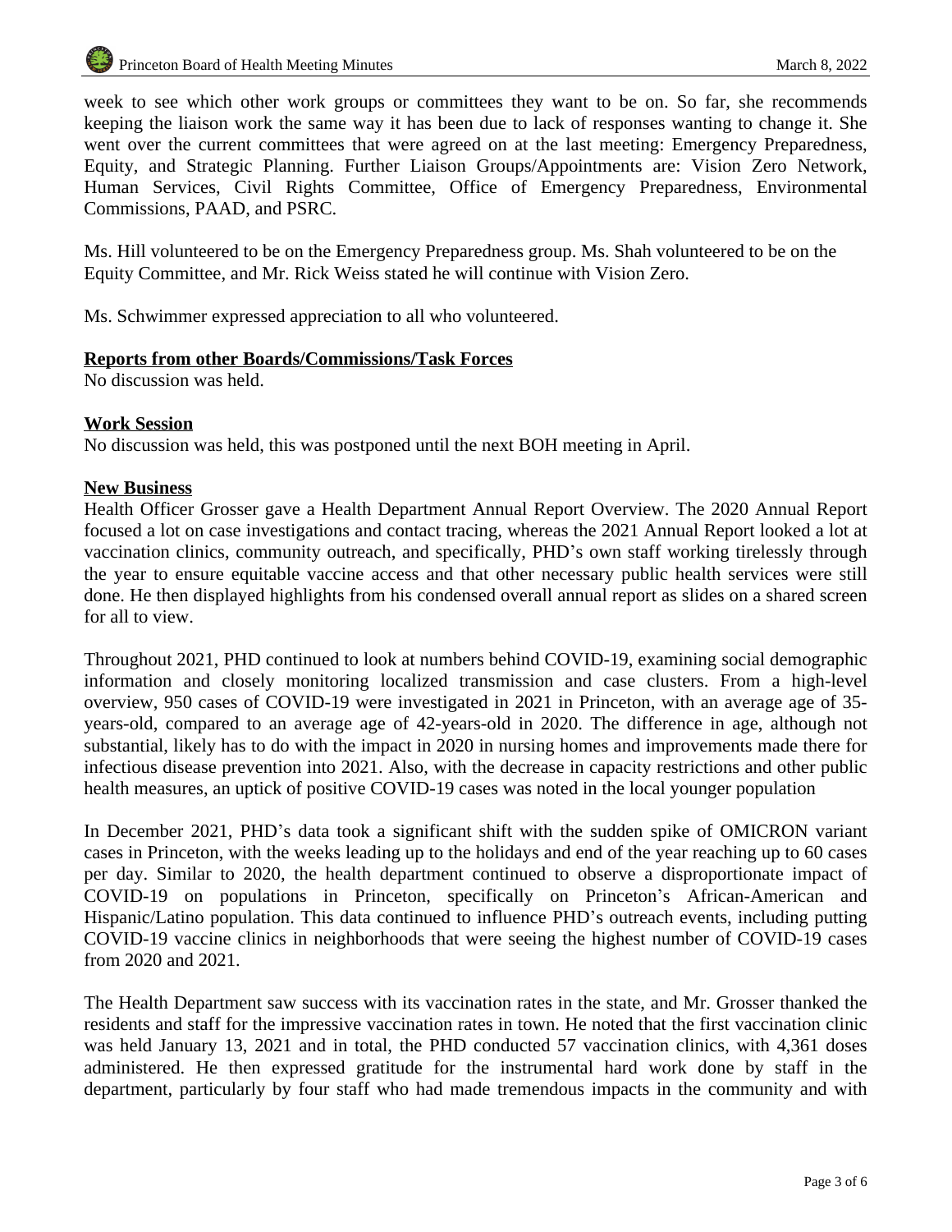week to see which other work groups or committees they want to be on. So far, she recommends keeping the liaison work the same way it has been due to lack of responses wanting to change it. She went over the current committees that were agreed on at the last meeting: Emergency Preparedness, Equity, and Strategic Planning. Further Liaison Groups/Appointments are: Vision Zero Network, Human Services, Civil Rights Committee, Office of Emergency Preparedness, Environmental Commissions, PAAD, and PSRC.

Ms. Hill volunteered to be on the Emergency Preparedness group. Ms. Shah volunteered to be on the Equity Committee, and Mr. Rick Weiss stated he will continue with Vision Zero.

Ms. Schwimmer expressed appreciation to all who volunteered.

**Reports from other Boards/Commissions/Task Forces**

No discussion was held.

**Work Session**

No discussion was held, this was postponed until the next BOH meeting in April.

**New Business**

Health Officer Grosser gave a Health Department Annual Report Overview. The 2020 Annual Report focused a lot on case investigations and contact tracing, whereas the 2021 Annual Report looked a lot at vaccination clinics, community outreach, and specifically, PHD's own staff working tirelessly through the year to ensure equitable vaccine access and that other necessary public health services were still done. He then displayed highlights from his condensed overall annual report as slides on a shared screen for all to view.

Throughout 2021, PHD continued to look at numbers behind COVID-19, examining social demographic information and closely monitoring localized transmission and case clusters. From a high-level overview, 950 cases of COVID-19 were investigated in 2021 in Princeton, with an average age of 35-years-old, compared to an average age of 42-years-old in 2020. The difference in age, although not substantial, likely has to do with the impact in 2020 in nursing homes and improvements made there for infectious disease prevention into 2021. Also, with the decrease in capacity restrictions and other public health measures, an uptick of positive COVID-19 cases was noted in the local younger population

In December 2021, PHD's data took a significant shift with the sudden spike of OMICRON variant cases in Princeton, with the weeks leading up to the holidays and end of the year reaching up to 60 cases per day. Similar to 2020, the health department continued to observe a disproportionate impact of COVID-19 on populations in Princeton, specifically on Princeton's African-American and Hispanic/Latino population. This data continued to influence PHD's outreach events, including putting COVID-19 vaccine clinics in neighborhoods that were seeing the highest number of COVID-19 cases from 2020 and 2021.

The Health Department saw success with its vaccination rates in the state, and Mr. Grosser thanked the residents and staff for the impressive vaccination rates in town. He noted that the first vaccination clinic was held January 13, 2021 and in total, the PHD conducted 57 vaccination clinics, with 4,361 doses administered. He then expressed gratitude for the instrumental hard work done by staff in the department, particularly by four staff who had made tremendous impacts in the community and with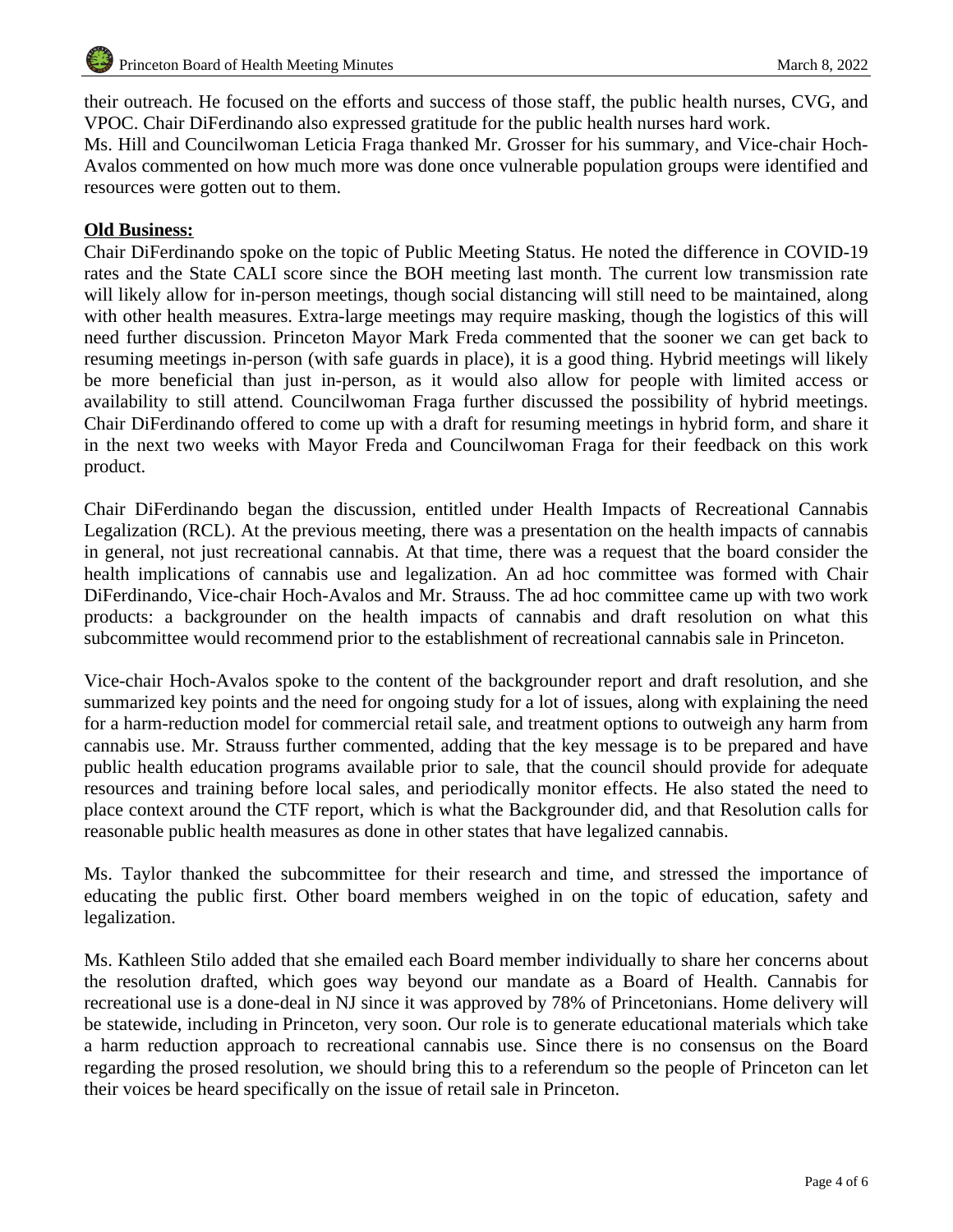their outreach. He focused on the efforts and success of those staff, the public health nurses, CVG, and VPOC. Chair DiFerdinando also expressed gratitude for the public health nurses hard work.
Ms. Hill and Councilwoman Leticia Fraga thanked Mr. Grosser for his summary, and Vice-chair Hoch-Avalos commented on how much more was done once vulnerable population groups were identified and resources were gotten out to them.

**Old Business:**

Chair DiFerdinando spoke on the topic of Public Meeting Status. He noted the difference in COVID-19 rates and the State CALI score since the BOH meeting last month. The current low transmission rate will likely allow for in-person meetings, though social distancing will still need to be maintained, along with other health measures. Extra-large meetings may require masking, though the logistics of this will need further discussion. Princeton Mayor Mark Freda commented that the sooner we can get back to resuming meetings in-person (with safe guards in place), it is a good thing. Hybrid meetings will likely be more beneficial than just in-person, as it would also allow for people with limited access or availability to still attend. Councilwoman Fraga further discussed the possibility of hybrid meetings. Chair DiFerdinando offered to come up with a draft for resuming meetings in hybrid form, and share it in the next two weeks with Mayor Freda and Councilwoman Fraga for their feedback on this work product.

Chair DiFerdinando began the discussion, entitled under Health Impacts of Recreational Cannabis Legalization (RCL). At the previous meeting, there was a presentation on the health impacts of cannabis in general, not just recreational cannabis. At that time, there was a request that the board consider the health implications of cannabis use and legalization. An ad hoc committee was formed with Chair DiFerdinando, Vice-chair Hoch-Avalos and Mr. Strauss. The ad hoc committee came up with two work products: a backgrounder on the health impacts of cannabis and draft resolution on what this subcommittee would recommend prior to the establishment of recreational cannabis sale in Princeton.

Vice-chair Hoch-Avalos spoke to the content of the backgrounder report and draft resolution, and she summarized key points and the need for ongoing study for a lot of issues, along with explaining the need for a harm-reduction model for commercial retail sale, and treatment options to outweigh any harm from cannabis use. Mr. Strauss further commented, adding that the key message is to be prepared and have public health education programs available prior to sale, that the council should provide for adequate resources and training before local sales, and periodically monitor effects. He also stated the need to place context around the CTF report, which is what the Backgrounder did, and that Resolution calls for reasonable public health measures as done in other states that have legalized cannabis.

Ms. Taylor thanked the subcommittee for their research and time, and stressed the importance of educating the public first. Other board members weighed in on the topic of education, safety and legalization.

Ms. Kathleen Stilo added that she emailed each Board member individually to share her concerns about the resolution drafted, which goes way beyond our mandate as a Board of Health. Cannabis for recreational use is a done-deal in NJ since it was approved by 78% of Princetonians. Home delivery will be statewide, including in Princeton, very soon. Our role is to generate educational materials which take a harm reduction approach to recreational cannabis use. Since there is no consensus on the Board regarding the prosed resolution, we should bring this to a referendum so the people of Princeton can let their voices be heard specifically on the issue of retail sale in Princeton.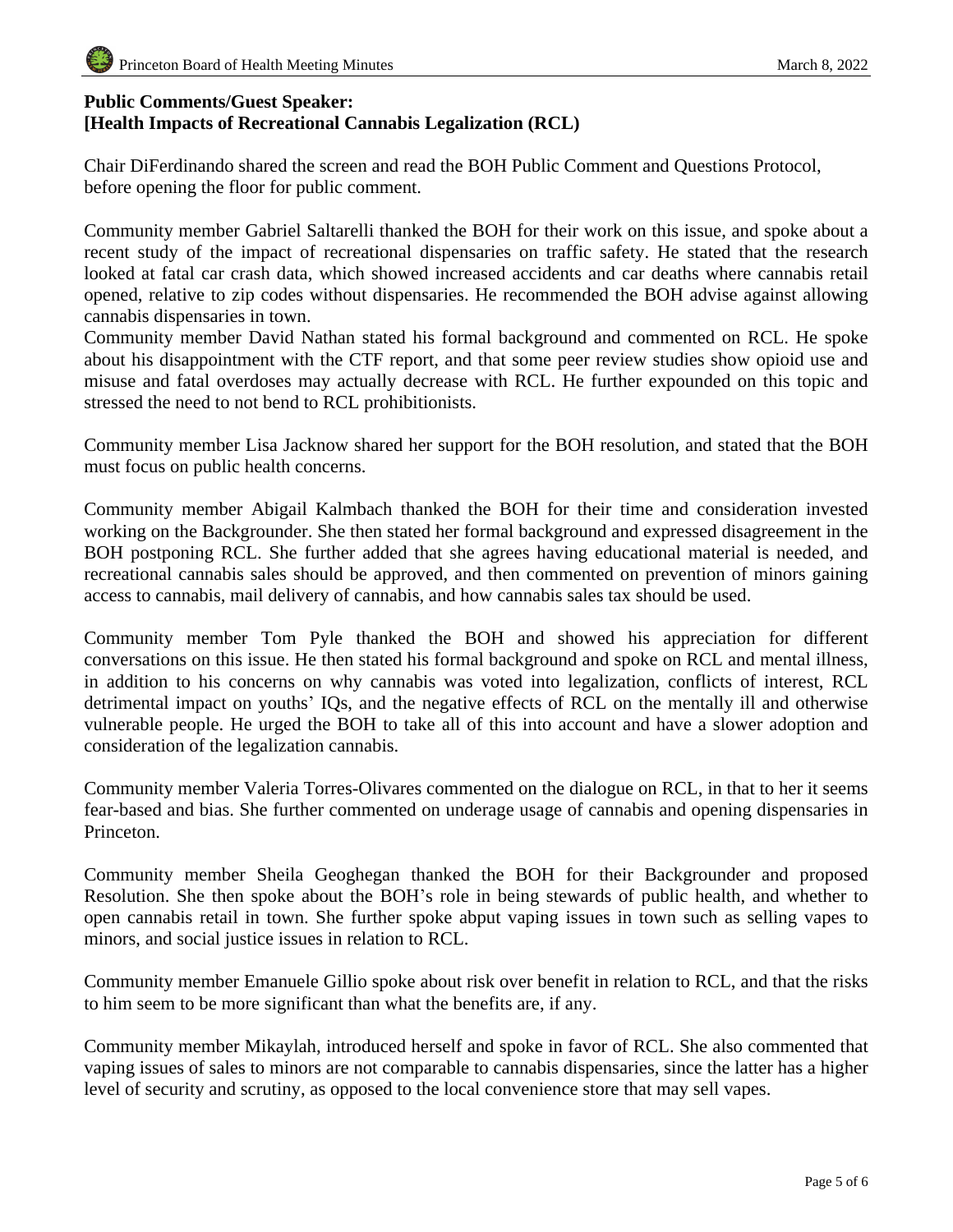**Public Comments/Guest Speaker:**
**[Health Impacts of Recreational Cannabis Legalization (RCL)**

Chair DiFerdinando shared the screen and read the BOH Public Comment and Questions Protocol, before opening the floor for public comment.

Community member Gabriel Saltarelli thanked the BOH for their work on this issue, and spoke about a recent study of the impact of recreational dispensaries on traffic safety. He stated that the research looked at fatal car crash data, which showed increased accidents and car deaths where cannabis retail opened, relative to zip codes without dispensaries. He recommended the BOH advise against allowing cannabis dispensaries in town.
Community member David Nathan stated his formal background and commented on RCL. He spoke about his disappointment with the CTF report, and that some peer review studies show opioid use and misuse and fatal overdoses may actually decrease with RCL. He further expounded on this topic and stressed the need to not bend to RCL prohibitionists.

Community member Lisa Jacknow shared her support for the BOH resolution, and stated that the BOH must focus on public health concerns.

Community member Abigail Kalmbach thanked the BOH for their time and consideration invested working on the Backgrounder. She then stated her formal background and expressed disagreement in the BOH postponing RCL. She further added that she agrees having educational material is needed, and recreational cannabis sales should be approved, and then commented on prevention of minors gaining access to cannabis, mail delivery of cannabis, and how cannabis sales tax should be used.

Community member Tom Pyle thanked the BOH and showed his appreciation for different conversations on this issue. He then stated his formal background and spoke on RCL and mental illness, in addition to his concerns on why cannabis was voted into legalization, conflicts of interest, RCL detrimental impact on youths' IQs, and the negative effects of RCL on the mentally ill and otherwise vulnerable people. He urged the BOH to take all of this into account and have a slower adoption and consideration of the legalization cannabis.

Community member Valeria Torres-Olivares commented on the dialogue on RCL, in that to her it seems fear-based and bias. She further commented on underage usage of cannabis and opening dispensaries in Princeton.

Community member Sheila Geoghegan thanked the BOH for their Backgrounder and proposed Resolution. She then spoke about the BOH's role in being stewards of public health, and whether to open cannabis retail in town. She further spoke abput vaping issues in town such as selling vapes to minors, and social justice issues in relation to RCL.

Community member Emanuele Gillio spoke about risk over benefit in relation to RCL, and that the risks to him seem to be more significant than what the benefits are, if any.

Community member Mikaylah, introduced herself and spoke in favor of RCL. She also commented that vaping issues of sales to minors are not comparable to cannabis dispensaries, since the latter has a higher level of security and scrutiny, as opposed to the local convenience store that may sell vapes.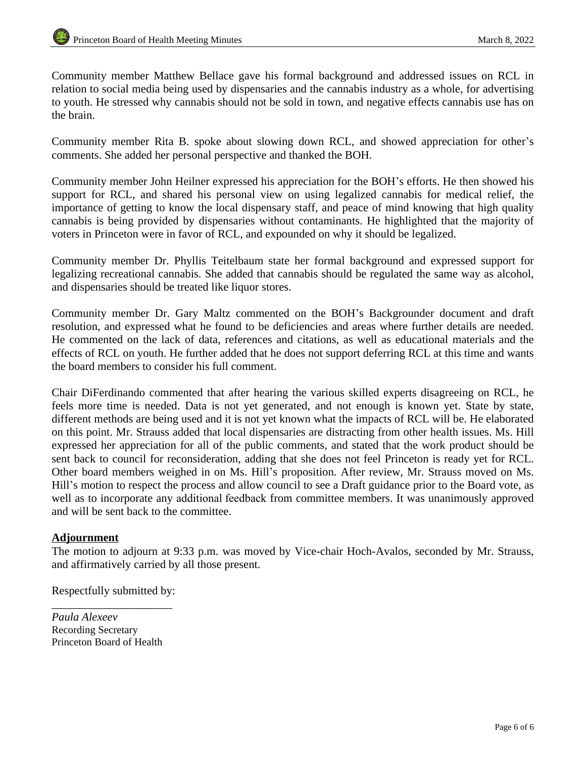Community member Matthew Bellace gave his formal background and addressed issues on RCL in relation to social media being used by dispensaries and the cannabis industry as a whole, for advertising to youth. He stressed why cannabis should not be sold in town, and negative effects cannabis use has on the brain.

Community member Rita B. spoke about slowing down RCL, and showed appreciation for other's comments. She added her personal perspective and thanked the BOH.

Community member John Heilner expressed his appreciation for the BOH's efforts. He then showed his support for RCL, and shared his personal view on using legalized cannabis for medical relief, the importance of getting to know the local dispensary staff, and peace of mind knowing that high quality cannabis is being provided by dispensaries without contaminants. He highlighted that the majority of voters in Princeton were in favor of RCL, and expounded on why it should be legalized.

Community member Dr. Phyllis Teitelbaum state her formal background and expressed support for legalizing recreational cannabis. She added that cannabis should be regulated the same way as alcohol, and dispensaries should be treated like liquor stores.

Community member Dr. Gary Maltz commented on the BOH's Backgrounder document and draft resolution, and expressed what he found to be deficiencies and areas where further details are needed. He commented on the lack of data, references and citations, as well as educational materials and the effects of RCL on youth. He further added that he does not support deferring RCL at this time and wants the board members to consider his full comment.

Chair DiFerdinando commented that after hearing the various skilled experts disagreeing on RCL, he feels more time is needed. Data is not yet generated, and not enough is known yet. State by state, different methods are being used and it is not yet known what the impacts of RCL will be. He elaborated on this point. Mr. Strauss added that local dispensaries are distracting from other health issues. Ms. Hill expressed her appreciation for all of the public comments, and stated that the work product should be sent back to council for reconsideration, adding that she does not feel Princeton is ready yet for RCL. Other board members weighed in on Ms. Hill's proposition. After review, Mr. Strauss moved on Ms. Hill's motion to respect the process and allow council to see a Draft guidance prior to the Board vote, as well as to incorporate any additional feedback from committee members. It was unanimously approved and will be sent back to the committee.

## Adjournment

The motion to adjourn at 9:33 p.m. was moved by Vice-chair Hoch-Avalos, seconded by Mr. Strauss, and affirmatively carried by all those present.

Respectfully submitted by:

______________________

*Paula Alexeev*
Recording Secretary
Princeton Board of Health